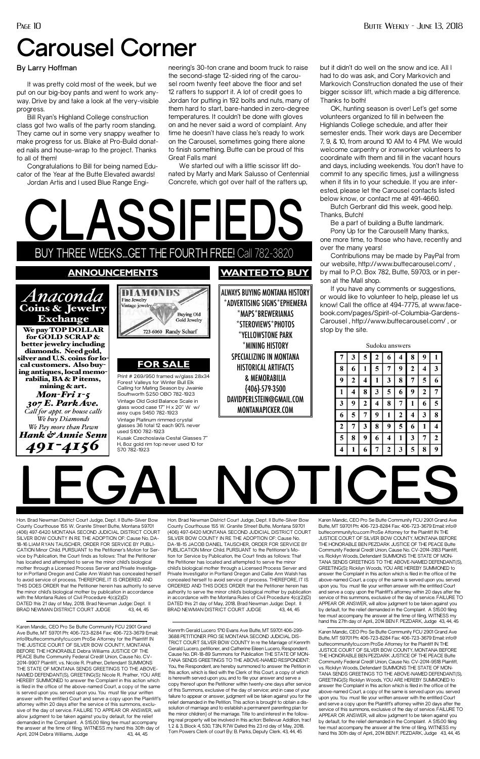# Carousel Corner

**By Larry Hoffman**

It was pretty cold most of the week, but we put on our big-boy pants and went to work anyway. Drive by and take a look at the very-visible progress.

Bill Ryan's Highland College construction class got two walls of the party room standing. They came out in some very snappy weather to make progress for us. Blake at Pro-Build donated nails and house-wrap to the project. Thanks to all of them!

Congratulations to Bill for being named Educator of the Year at the Butte Elevated awards!

Jordan Artis and I used Blue Range Engineering's 30-ton crane and boom truck to raise the second-stage 12-sided ring of the carousel room twenty feet above the floor and set 12 rafters to support it. A lot of credit goes to Jordan for putting in 192 bolts and nuts, many of them hard to start, bare-handed in zero-degree temperatures. It couldn't be done with gloves on and he never said a word of complaint. Any time he doesn't have class he's ready to work on the Carousel, sometimes going there alone to finish something. Butte can be proud of this Great Falls man!

We started out with a little scissor lift donated by Marty and Mark Salusso of Centennial Concrete, which got over half of the rafters up, but it didn't do well on the snow and ice. All I had to do was ask, and Cory Markovich and Markovich Construction donated the use of their bigger scissor lift, which made a big difference. Thanks to both!

OK, hunting season is over! Let's get some volunteers organized to fill in between the Highlands College schedule, and after their semester ends. Their work days are December 7, 9, & 10, from around 10 AM to 4 PM. We would welcome carpentry or ironworker volunteers to coordinate with them and fill in the vacant hours and days, including weekends. You don't have to commit to any specific times, just a willingness when it fits in to your schedule. If you are interested, please let the Carousel contacts listed below know, or contact me at 491-4660.

Butch Gerbrant did this week, good help. Thanks, Butch!

Be a part of building a Butte landmark.

Pony Up for the Carousel!! Many thanks, one more time, to those who have, recently and over the many years!

Contributions may be made by PayPal from our website, http://www.buttecarousel.com/ , by mail to P.O. Box 782, Butte, 59703, or in person at the Mall shop.

If you have any comments or suggestions, or would like to volunteer to help, please let us know! Call the office at 494-7775, at www.facebook.com/pages/Spirit-of-Columbia-Gardens-Carousel , http://www.buttecarousel.com/ , or stop by the site.

Sudoku answers

| | | | | | | | | |
|---|---|---|---|---|---|---|---|---|
| 7 | 3 | 5 | 2 | 6 | 4 | 8 | 9 | 1 |
| 8 | 6 | 1 | 5 | 7 | 9 | 2 | 4 | 3 |
| 9 | 2 | 4 | 1 | 3 | 8 | 7 | 5 | 6 |
| 1 | 4 | 8 | 3 | 5 | 6 | 9 | 2 | 7 |
| 3 | 9 | 2 | 4 | 8 | 7 | 1 | 6 | 5 |
| 6 | 5 | 7 | 9 | 1 | 2 | 4 | 3 | 8 |
| 2 | 7 | 3 | 8 | 9 | 5 | 6 | 1 | 4 |
| 5 | 8 | 9 | 6 | 4 | 1 | 3 | 7 | 2 |
| 4 | 1 | 6 | 7 | 2 | 3 | 5 | 8 | 9 |

# CLASSIFIEDS

BUY THREE WEEKS...GET THE FOURTH FREE! Call 782-3820

## ANNOUNCEMENTS

***Anaconda* Coins & Jewelry Exchange**

**We pay TOP DOLLAR for GOLD SCRAP & better jewelry including diamonds. Need gold, silver and U.S. coins for local customers. Also buying antiques, local memorabilia, BA & P items, mining & art.**

***Mon-Fri 1-5***
***307 E. Park Ave.***
*Call for appt. or house calls*
*We buy Diamonds*
*We Pay more than Pawn*
***Hank & Annie Senn***
***491-4156***

**DIAMONDS**
Fine Jewelry
Vintage jewelry
Buying Old Gold Jewelry
723-6060 Randy Scharf

## FOR SALE

Print # 269/950 framed w/glass 28x34 Forest Valleys for Winter Bull Elk Calling for Mating Season by Jwainie Southworth $250 OBO 782-1923

Vintage Old Gold Balance Scale in glass wood case 17" H x 20" W w/ assy cups $450 782-1923

Vintage Platinum rimmed crystal glasses 36 total 12 each 90% never used $100 782-1923

Kusak Czechoslavia Cestal Glasses 7" H, 8oz gold rim top never used 10 for $70 782-1923

## WANTED TO BUY

ALWAYS BUYING MONTANA HISTORY
\*ADVERTISING SIGNS\*EPHEMERA
\*MAPS\*BREWERIANAS
\*STEROVIEWS\*PHOTOS
\*YELLOWSTONE PARK
\*MINING HISTORY
SPECIALIZING IN MONTANA HISTORICAL ARTIFACTS & MEMORABILIA
(406)-579-3500
DAVIDPERLSTEIN@GMAIL.COM
MONTANAPICKER.COM

# LEGAL NOTICES

Hon. Brad Newman District Court Judge, Dept. II Butte-Silver Bow County Courthouse 155 W. Granite Street Butte, Montana 59701 (406) 497-6420 MONTANA SECOND JUDICIAL DISTRICT COURT SILVER BOW COUNTY IN RE THE ADOPTION OF: Cause No. DA-18-16 LIAM RYAN TAUSCHER, ORDER FOR SERVICE BY PUBLICATION Minor Child. PURSUANT to the Petitioner's Motion for Service by Publication, the Court finds as follows: That the Petitioner has located and attempted to serve the minor child's biological mother through a Licensed Process Server and Private Investigator in Portland Oregon and Callie Ann Walsh has concealed herself to avoid service of process. THEREFORE, IT IS ORDERED AND THIS DOES ORDER that the Petitioner herein has authority to serve the minor child's biological mother by publication in accordance with the Montana Rules of Civil Procedure 4(c)(2)(D) DATED this 21 day of May, 2018. Brad Newman Judge: Dept. II BRAD NEWMAN DISTRICT COURT JUDGE 43, 44, 45

Hon. Brad Newman District Court Judge, Dept. II Butte-Silver Bow County Courthouse 155 W. Granite Street Butte, Montana 59701 (406) 497-6420 MONTANA SECOND JUDICIAL DISTRICT COURT SILVER BOW COUNTY IN RE THE ADOPTION OF: Cause No. DA-18-15 JACOB DANIEL TAUSCHER, ORDER FOR SERVICE BY PUBLICATION Minor Child. PURSUANT to the Petitioner's Motion for Service by Publication, the Court finds as follows: That the Petitioner has located and attempted to serve the minor child's biological mother through a Licensed Process Server and Private Investigator in Portland Oregon and Callie Ann Walsh has concealed herself to avoid service of process. THEREFORE, IT IS ORDERED AND THIS DOES ORDER that the Petitioner herein has authority to serve the minor child's biological mother by publication in accordance with the Montana Rules of Civil Procedure 4(c)(2)(D) DATED this 21 day of May, 2018. Brad Newman Judge: Dept. II BRAD NEWMAN DISTRICT COURT JUDGE 43, 44, 45

Karen Mandic, CEO Pro Se Butte Community FCU 2901 Grand Ave Butte, MT 59701 Ph: 406-723-8284 Fax: 406-723-3679 Email: info@buttecommunityfcu.com ProSe Attorney for the Plaintiff IN THE JUSTICE COURT OF SILVER BOW COUNTY, MONTANA BEFORE THE HONORABLE BEN PEZDARK JUSTICE OF THE PEACE Butte Community Federal Credit Union, Cause No. CV-2014-3183 Plaintiff, vs. Rickilyn Woods, Defendant SUMMONS THE STATE OF MONTANA SENDS GREETINGS TO THE ABOVE-NAMED DEFENDANT(S), GREETING(S): Rickilyn Woods, YOU ARE HEREBY SUMMONED to answer the Complaint in this action which is filed in the office of the above-named Court, a copy of the same is served upon you. served upon you. You must file your written answer with the entitled Court and serve a copy upon the Plaintiff's attorney within 20 days after the service of this summons, exclusive of the day of service. FAILURE TO APPEAR OR ANSWER, will allow judgment to be taken against you by default, for the relief demanded in the Complaint. A $15.00 filing fee must accompany the answer at the time of filing. WITNESS my hand this 27th day of April., 2014 BEN F. PEZDARK, Judge 43, 44, 45

Karen Mandic, CEO Pro Se Butte Community FCU 2901 Grand Ave Butte, MT 59701 Ph: 406-723-8284 Fax: 406-723-3679 Email: info@buttecommunityfcu.com ProSe Attorney for the Plaintiff IN THE JUSTICE COURT OF SILVER BOW COUNTY, MONTANA BEFORE THE HONORABLE Debra Williams JUSTICE OF THE PEACE Butte Community Federal Credit Union, Cause No. CV-2014-9907 Plaintiff, vs. Nicole R. Prather, Defendant SUMMONS THE STATE OF MONTANA SENDS GREETINGS TO THE ABOVE-NAMED DEFENDANT(S), GREETING(S): Nicole R. Prather, YOU ARE HEREBY SUMMONED to answer the Complaint in this action which is filed in the office of the above-named Court, a copy of the same is served upon you. served upon you. You must file your written answer with the entitled Court and serve a copy upon the Plaintiff's attorney within 20 days after the service of this summons, exclusive of the day of service. FAILURE TO APPEAR OR ANSWER, will allow judgment to be taken against you by default, for the relief demanded in the Complaint. A $15.00 filing fee must accompany the answer at the time of filing. WITNESS my hand this 30th day of April, 2014 Debra Williams, Judge 43, 44, 45

Kennrth Gerald Lucero 1710 Evans Ave Butte, MT 59701 406-299-3688 PETITIONER PRO SE MONTANA SECOND JUDICIAL DISTRICT COURT SILVER BOW COUNTY In re the Marriage of Kennrth Gerald Lucero, petitioner, and Catherine Eileen Lucero, Respondent. Cause No. DR-18-89 Summons for Publication THE STATE OF MONTANA SENDS GREETINGS TO THE ABOVE-NAMED RESPONDENT: You, the Respondent, are hereby summoned to answer the Petition in this action, which is filed with the Clerk of this Court, a copy of which is herewith served upon you, and to file your answer and serve a copy thereof upon the Petitioner within twenty-one days after service of this Summons, exclusive of the day of service; and in case of your failure to appear or answer, judgment will be taken against you for the relief demanded in the Petition. This action is brought to obtain a dissolution of marriage and to establish a permanent parenting plan for the minor children) of the marriage. Title to and interest in the following real property will be involved in this action: Bellevue Addition, tract 1,2 & 3, Block 4, 530, T3N, R7W Dated this 23 rd day of May, 2018. Tom Powers Clerk of court By: B. Parks, Deputy Clerk. 43, 44, 45

Karen Mandic, CEO Pro Se Butte Community FCU 2901 Grand Ave Butte, MT 59701 Ph: 406-723-8284 Fax: 406-723-3679 Email: info@buttecommunityfcu.com ProSe Attorney for the Plaintiff IN THE JUSTICE COURT OF SILVER BOW COUNTY, MONTANA BEFORE THE HONORABLE BEN PEZDARK JUSTICE OF THE PEACE Butte Community Federal Credit Union, Cause No. CV-2014-9518 Plaintiff, vs. Rickilyn Woods, Defendant SUMMONS THE STATE OF MONTANA SENDS GREETINGS TO THE ABOVE-NAMED DEFENDANT(S), GREETING(S): Rickilyn Woods, YOU ARE HEREBY SUMMONED to answer the Complaint in this action which is filed in the office of the above-named Court, a copy of the same is served upon you. served upon you. You must file your written answer with the entitled Court and serve a copy upon the Plaintiff's attorney within 20 days after the service of this summons, exclusive of the day of service. FAILURE TO APPEAR OR ANSWER, will allow judgment to be taken against you by default, for the relief demanded in the Complaint. A $15.00 filing fee must accompany the answer at the time of filing. WITNESS my hand this 30th day of April., 2014 BEN F. PEZDARK, Judge 43, 44, 45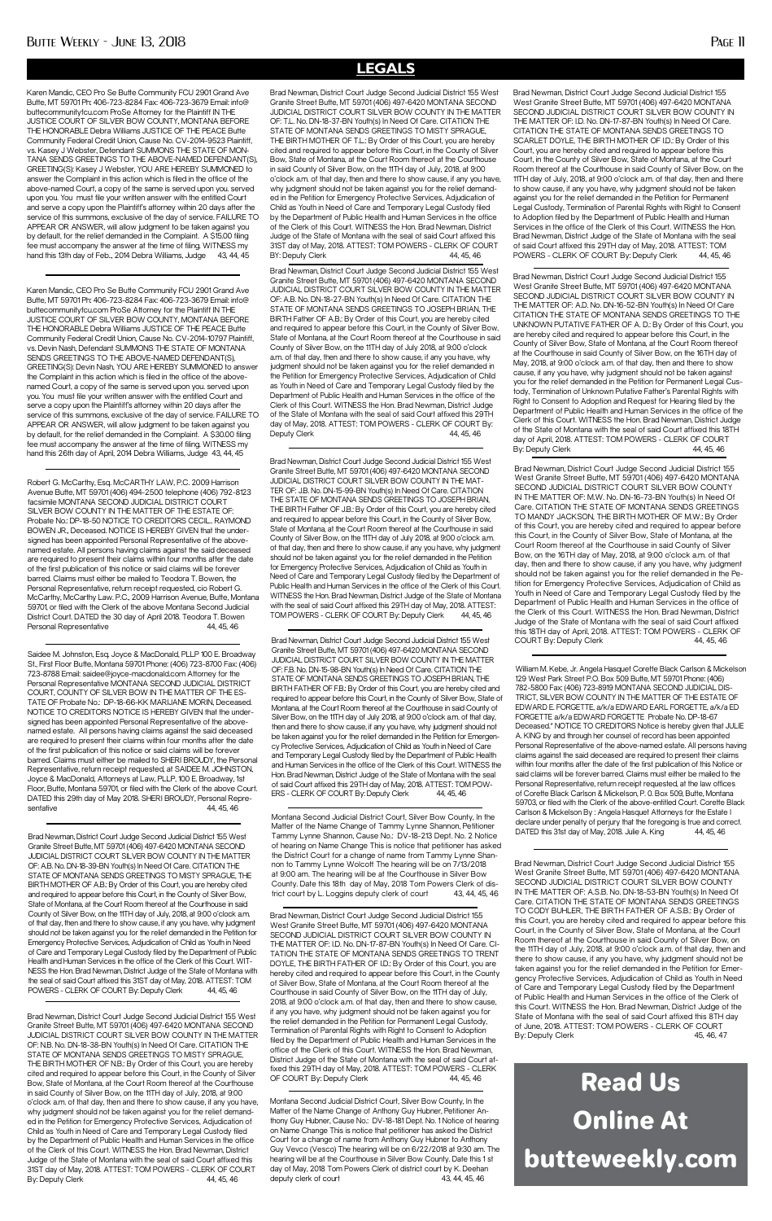# LEGALS

Karen Mandic, CEO Pro Se Butte Community FCU 2901 Grand Ave Butte, MT 59701 Ph: 406-723-8284 Fax: 406-723-3679 Email: info@ buttecommunityfcu.com ProSe Attorney for the Plaintiff IN THE JUSTICE COURT OF SILVER BOW COUNTY, MONTANA BEFORE THE HONORABLE Debra Williams JUSTICE OF THE PEACE Butte Community Federal Credit Union, Cause No. CV-2014-9523 Plaintiff, vs. Kasey J Webster, Defendant SUMMONS THE STATE OF MONTANA SENDS GREETINGS TO THE ABOVE-NAMED DEFENDANT(S), GREETING(S): Kasey J Webster, YOU ARE HEREBY SUMMONED to answer the Complaint in this action which is filed in the office of the above-named Court, a copy of the same is served upon you. served upon you. You must file your written answer with the entitled Court and serve a copy upon the Plaintiff's attorney within 20 days after the service of this summons, exclusive of the day of service. FAILURE TO APPEAR OR ANSWER, will allow judgment to be taken against you by default, for the relief demanded in the Complaint. A $15.00 filing fee must accompany the answer at the time of filing. WITNESS my hand this 13th day of Feb., 2014 Debra Williams, Judge 43, 44, 45

Karen Mandic, CEO Pro Se Butte Community FCU 2901 Grand Ave Butte, MT 59701 Ph: 406-723-8284 Fax: 406-723-3679 Email: info@ buttecommunityfcu.com ProSe Attorney for the Plaintiff IN THE JUSTICE COURT OF SILVER BOW COUNTY, MONTANA BEFORE THE HONORABLE Debra Williams JUSTICE OF THE PEACE Butte Community Federal Credit Union, Cause No. CV-2014-10797 Plaintiff, vs. Devin Nash, Defendant SUMMONS THE STATE OF MONTANA SENDS GREETINGS TO THE ABOVE-NAMED DEFENDANT(S), GREETING(S): Devin Nash, YOU ARE HEREBY SUMMONED to answer the Complaint in this action which is filed in the office of the above-named Court, a copy of the same is served upon you. served upon you. You must file your written answer with the entitled Court and serve a copy upon the Plaintiff's attorney within 20 days after the service of this summons, exclusive of the day of service. FAILURE TO APPEAR OR ANSWER, will allow judgment to be taken against you by default, for the relief demanded in the Complaint. A $30.00 filing fee must accompany the answer at the time of filing. WITNESS my hand this 26th day of April, 2014 Debra Williams, Judge 43, 44, 45

Robert G. McCarthy, Esq. McCARTHY LAW, P.C. 2009 Harrison Avenue Butte, MT 59701 (406) 494-2500 telephone (406) 792-8123 facsimile MONTANA SECOND JUDICIAL DISTRICT COURT SILVER BOW COUNTY IN THE MATTER OF THE ESTATE OF: Probate No.: DP-18-50 NOTICE TO CREDITORS CECIL. RAYMOND BOWEN JR., Deceased. NOTICE IS HEREBY GIVEN that the undersigned has been appointed Personal Representative of the above-named estate. All persons having claims against the said deceased are required to present their claims within four months after the date of the first publication of this notice or said claims will be forever barred. Claims must either be mailed to Teodora T. Bowen, the Personal Representative, return receipt requested, c/o Robert G. McCarthy, McCarthy Law, P.C., 2009 Harrison Avenue, Butte, Montana 59701, or filed with the Clerk of the above Montana Second Judicial District Court. DATED the 30 day of April 2018. Teodora T. Bowen Personal Representative 44, 45, 46

Saidee M. Johnston, Esq. Joyce & MacDonald, PLLP 100 E. Broadway St., First Floor Butte, Montana 59701 Phone: (406) 723-8700 Fax: (406) 723-8788 Email: saidee@joyce-macdonald.com Attorney for the Personal Representative MONTANA SECOND JUDICIAL DISTRICT COURT, COUNTY OF SILVER BOW IN THE MATTER OF THE ESTATE OF Probate No.: DP-18-66 KK MARIJANE MORIN, Deceased. NOTICE TO CREDITORS NOTICE IS HEREBY GIVEN that the undersigned has been appointed Personal Representative of the above-named estate. All persons having claims against the said deceased are required to present their claims within four months after the date of the first publication of this notice or said claims will be forever barred. Claims must either be mailed to SHERI BROUDY, the Personal Representative, return receipt requested, at SAIDEE M. JOHNSTON, Joyce & MacDonald, Attorneys at Law, PLLP, 100 E. Broadway, 1st Floor, Butte, Montana 59701, or filed with the Clerk of the above Court. DATED this 29th day of May 2018. SHERI BROUDY, Personal Representative 44, 45, 46

Brad Newman, District Court Judge Second Judicial District 155 West Granite Street Butte, MT 59701 (406) 497-6420 MONTANA SECOND JUDICIAL DISTRICT COURT SILVER BOW COUNTY IN THE MATTER OF: A.B. No. DN-18-39-BN Youth(s) In Need Of Care. CITATION THE STATE OF MONTANA SENDS GREETINGS TO MISTY SPRAGUE, THE BIRTH MOTHER OF A.B.: By Order of this Court, you are hereby cited and required to appear before this Court, in the County of Silver Bow, State of Montana, at the Court Room thereof at the Courthouse in said County of Silver Bow, on the 11TH day of July, 2018, at 9:00 o'clock a.m. of that day, then and there to show cause, if any you have, why judgment should not be taken against you for the relief demanded in the Petition for Emergency Protective Services, Adjudication of Child as Youth in Need of Care and Temporary Legal Custody filed by the Department of Public Health and Human Services in the office of the Clerk of this Court. WITNESS the Hon. Brad Newman, District Judge of the State of Montana with the seal of said Court affixed this 31ST day of May, 2018. ATTEST: TOM POWERS - CLERK OF COURT By: Deputy Clerk 44, 45, 46

Brad Newman, District Court Judge Second Judicial District 155 West Granite Street Butte, MT 59701 (406) 497-6420 MONTANA SECOND JUDICIAL DISTRICT COURT SILVER BOW COUNTY IN THE MATTER OF: N.B. No. DN-18-38-BN Youth(s) In Need Of Care. CITATION THE STATE OF MONTANA SENDS GREETINGS TO MISTY SPRAGUE, THE BIRTH MOTHER OF N.B.: By Order of this Court, you are hereby cited and required to appear before this Court, in the County of Silver Bow, State of Montana, at the Court Room thereof at the Courthouse in said County of Silver Bow, on the 11TH day of July, 2018, at 9:00 o'clock a.m. of that day, then and there to show cause, if any you have, why judgment should not be taken against you for the relief demanded in the Petition for Emergency Protective Services, Adjudication of Child as Youth in Need of Care and Temporary Legal Custody filed by the Department of Public Health and Human Services in the office of the Clerk of this Court. WITNESS the Hon. Brad Newman, District Judge of the State of Montana with the seal of said Court affixed this 31ST day of May, 2018. ATTEST: TOM POWERS - CLERK OF COURT By: Deputy Clerk 44, 45, 46

Brad Newman, District Court Judge Second Judicial District 155 West Granite Street Butte, MT 59701 (406) 497-6420 MONTANA SECOND JUDICIAL DISTRICT COURT SILVER BOW COUNTY IN THE MATTER OF: T.L. No. DN-18-37-BN Youth(s) In Need Of Care. CITATION THE STATE OF MONTANA SENDS GREETINGS TO MISTY SPRAGUE, THE BIRTH MOTHER OF T.L.: By Order of this Court, you are hereby cited and required to appear before this Court, in the County of Silver Bow, State of Montana, at the Court Room thereof at the Courthouse in said County of Silver Bow, on the 11TH day of July, 2018, at 9:00 o'clock a.m. of that day, then and there to show cause, if any you have, why judgment should not be taken against you for the relief demanded in the Petition for Emergency Protective Services, Adjudication of Child as Youth in Need of Care and Temporary Legal Custody filed by the Department of Public Health and Human Services in the office of the Clerk of this Court. WITNESS the Hon. Brad Newman, District Judge of the State of Montana with the seal of said Court affixed this 31ST day of May, 2018. ATTEST: TOM POWERS - CLERK OF COURT BY: Deputy Clerk 44, 45, 46

Brad Newman, District Court Judge Second Judicial District 155 West Granite Street Butte, MT 59701 (406) 497-6420 MONTANA SECOND JUDICIAL DISTRICT COURT SILVER BOW COUNTY IN THE MATTER OF: A.B. No. DN-18-27-BN Youth(s) In Need Of Care. CITATION THE STATE OF MONTANA SENDS GREETINGS TO JOSEPH BRIAN, THE BIRTH Father OF A.B.: By Order of this Court, you are hereby cited and required to appear before this Court, in the County of Silver Bow, State of Montana, at the Court Room thereof at the Courthouse in said County of Silver Bow, on the 11TH day of July 2018, at 9:00 o'clock a.m. of that day, then and there to show cause, if any you have, why judgment should not be taken against you for the relief demanded in the Petition for Emergency Protective Services, Adjudication of Child as Youth in Need of Care and Temporary Legal Custody filed by the Department of Public Health and Human Services in the office of the Clerk of this Court. WITNESS the Hon. Brad Newman, District Judge of the State of Montana with the seal of said Court affixed this 29TH day of May, 2018. ATTEST: TOM POWERS - CLERK OF COURT By: Deputy Clerk 44, 45, 46

Brad Newman, District Court Judge Second Judicial District 155 West Granite Street Butte, MT 59701 (406) 497-6420 MONTANA SECOND JUDICIAL DISTRICT COURT SILVER BOW COUNTY IN THE MATTER OF: J.B. No. DN-15-99-BN Youth(s) In Need Of Care. CITATION THE STATE OF MONTANA SENDS GREETINGS TO JOSEPH BRIAN, THE BIRTH Father OF J.B.: By Order of this Court, you are hereby cited and required to appear before this Court, in the County of Silver Bow, State of Montana, at the Court Room thereof at the Courthouse in said County of Silver Bow, on the 11TH day of July 2018, at 9:00 o'clock a.m. of that day, then and there to show cause, if any you have, why judgment should not be taken against you for the relief demanded in the Petition for Emergency Protective Services, Adjudication of Child as Youth in Need of Care and Temporary Legal Custody filed by the Department of Public Health and Human Services in the office of the Clerk of this Court. WITNESS the Hon. Brad Newman, District Judge of the State of Montana with the seal of said Court affixed this 29TH day of May, 2018. ATTEST: TOM POWERS - CLERK OF COURT By: Deputy Clerk 44, 45, 46

Brad Newman, District Court Judge Second Judicial District 155 West Granite Street Butte, MT 59701 (406) 497-6420 MONTANA SECOND JUDICIAL DISTRICT COURT SILVER BOW COUNTY IN THE MATTER OF: F.B. No. DN-15-98-BN Youth(s) In Need Of Care. CITATION THE STATE OF MONTANA SENDS GREETINGS TO JOSEPH BRIAN, THE BIRTH FATHER OF F.B.: By Order of this Court, you are hereby cited and required to appear before this Court, in the County of Silver Bow, State of Montana, at the Court Room thereof at the Courthouse in said County of Silver Bow, on the 11TH day of July, 2018, at 9:00 o'clock a.m. of that day, then and there to show cause, if any you have, why judgment should not be taken against you for the relief demanded in the Petition for Emergency Protective Services, Adjudication of Child as Youth in Need of Care and Temporary Legal Custody filed by the Department of Public Health and Human Services in the office of the Clerk of this Court. WITNESS the Hon. Brad Newman, District Judge of the State of Montana with the seal of said Court affixed this 29TH day of May, 2018. ATTEST: TOM POWERS - CLERK OF COURT By: Deputy Clerk 44, 45, 46

Montana Second Judicial District Court, Silver Bow County, In the Matter of the Name Change of Tammy Lynne Shannon, Petitioner Tammy Lynne Shannon, Cause No.: DV-18-213 Dept. No. 2 Notice of hearing on Name Change This is notice that petitioner has asked the District Court for a change of name from Tammy Lynne Shannon to Tammy Lynne Wolcott The hearing will be on 7/13/2018 at 9:00 am. The hearing will be at the Courthouse in Silver Bow County. Date this 18th day of May, 2018 Tom Powers Clerk of district court by L. Loggins deputy clerk of court 43, 44, 45, 46

Brad Newman, District Court Judge Second Judicial District 155 West Granite Street Butte, MT 59701 (406) 497-6420 MONTANA SECOND JUDICIAL DISTRICT COURT SILVER BOW COUNTY IN THE MATTER OF: I.D. No. DN-17-87-BN Youth(s) In Need Of Care. CITATION THE STATE OF MONTANA SENDS GREETINGS TO TRENT DOYLE, THE BIRTH FATHER OF I.D.: By Order of this Court, you are hereby cited and required to appear before this Court, in the County of Silver Bow, State of Montana, at the Court Room thereof at the Courthouse in said County of Silver Bow, on the 11TH day of July, 2018, at 9:00 o'clock a.m. of that day, then and there to show cause, if any you have, why judgment should not be taken against you for the relief demanded in the Petition for Permanent Legal Custody, Termination of Parental Rights with Right to Consent to Adoption filed by the Department of Public Health and Human Services in the office of the Clerk of this Court. WITNESS the Hon. Brad Newman, District Judge of the State of Montana with the seal of said Court affixed this 29TH day of May, 2018. ATTEST: TOM POWERS - CLERK OF COURT By: Deputy Clerk 44, 45, 46

Montana Second Judicial District Court, Silver Bow County, In the Matter of the Name Change of Anthony Guy Hubner, Petitioner Anthony Guy Hubner, Cause No.: DV-18-181 Dept. No. 1 Notice of hearing on Name Change This is notice that petitioner has asked the District Court for a change of name from Anthony Guy Hubner to Anthony Guy Vesco (Vesco) The hearing will be on 6/22/2018 at 9:30 am. The hearing will be at the Courthouse in Silver Bow County. Date this 1 st day of May, 2018 Tom Powers Clerk of district court by K. Deehan deputy clerk of court 43, 44, 45, 46

Brad Newman, District Court Judge Second Judicial District 155 West Granite Street Butte, MT 59701 (406) 497-6420 MONTANA SECOND JUDICIAL DISTRICT COURT SILVER BOW COUNTY IN THE MATTER OF: I.D. No. DN-17-87-BN Youth(s) In Need Of Care. CITATION THE STATE OF MONTANA SENDS GREETINGS TO SCARLET DOYLE, THE BIRTH MOTHER OF I.D.: By Order of this Court, you are hereby cited and required to appear before this Court, in the County of Silver Bow, State of Montana, at the Court Room thereof at the Courthouse in said County of Silver Bow, on the 11TH day of July, 2018, at 9:00 o'clock a.m. of that day, then and there to show cause, if any you have, why judgment should not be taken against you for the relief demanded in the Petition for Permanent Legal Custody, Termination of Parental Rights with Right to Consent to Adoption filed by the Department of Public Health and Human Services in the office of the Clerk of this Court. WITNESS the Hon. Brad Newman, District Judge of the State of Montana with the seal of said Court affixed this 29TH day of May, 2018. ATTEST: TOM POWERS - CLERK OF COURT By: Deputy Clerk 44, 45, 46

Brad Newman, District Court Judge Second Judicial District 155 West Granite Street Butte, MT 59701 (406) 497-6420 MONTANA SECOND JUDICIAL DISTRICT COURT SILVER BOW COUNTY IN THE MATTER OF: A.D. No. DN-16-52-BN Youth(s) In Need Of Care CITATION THE STATE OF MONTANA SENDS GREETINGS TO THE UNKNOWN PUTATIVE FATHER OF A. D.: By Order of this Court, you are hereby cited and required to appear before this Court, in the County of Silver Bow, State of Montana, at the Court Room thereof at the Courthouse in said County of Silver Bow, on the 16TH day of May, 2018, at 9:00 o'clock a.m. of that day, then and there to show cause, if any you have, why judgment should not be taken against you for the relief demanded in the Petition for Permanent Legal Custody, Termination of Unknown Putative Father's Parental Rights with Right to Consent to Adoption and Request for Hearing filed by the Department of Public Health and Human Services in the office of the Clerk of this Court. WITNESS the Hon. Brad Newman, District Judge of the State of Montana with the seal of said Court affixed this 18TH day of April, 2018. ATTEST: TOM POWERS - CLERK OF COURT By: Deputy Clerk 44, 45, 46

Brad Newman, District Court Judge Second Judicial District 155 West Granite Street Butte, MT 59701 (406) 497-6420 MONTANA SECOND JUDICIAL DISTRICT COURT SILVER BOW COUNTY IN THE MATTER OF: M.W. No. DN-16-73-BN Youth(s) In Need Of Care. CITATION THE STATE OF MONTANA SENDS GREETINGS TO MANDY JACKSON, THE BIRTH MOTHER OF M.W.: By Order of this Court, you are hereby cited and required to appear before this Court, in the County of Silver Bow, State of Montana, at the Court Room thereof at the Courthouse in said County of Silver Bow, on the 16TH day of May, 2018, at 9:00 o'clock a.m. of that day, then and there to show cause, if any you have, why judgment should not be taken against you for the relief demanded in the Petition for Emergency Protective Services, Adjudication of Child as Youth in Need of Care and Temporary Legal Custody filed by the Department of Public Health and Human Services in the office of the Clerk of this Court. WITNESS the Hon. Brad Newman, District Judge of the State of Montana with the seal of said Court affixed this 18TH day of April, 2018. ATTEST: TOM POWERS - CLERK OF COURT By: Deputy Clerk 44, 45, 46

William M. Kebe, Jr. Angela Hasquet Corette Black Carlson & Mickelson 129 West Park Street P.O. Box 509 Butte, MT 59701 Phone: (406) 782-5800 Fax: (406) 723-8919 MONTANA SECOND JUDICIAL DISTRICT, SILVER BOW COUNTY IN THE MATTER OF THE ESTATE OF EDWARD E. FORGETTE, a/k/a EDWARD EARL FORGETTE, a/k/a ED FORGETTE a/k/a EDWARD FORGETTE Probate No. DP-18-67 Deceased." NOTICE TO CREDITORS Notice is hereby given that JULIE A. KING by and through her counsel of record has been appointed Personal Representative of the above-named estate. All persons having claims against the said deceased are required to present their claims within four months after the date of the first publication of this Notice or said claims will be forever barred. Claims must either be mailed to the Personal Representative, return receipt requested, at the law offices of Corette Black Carlson & Mickelson, P. O. Box 509, Butte, Montana 59703, or filed with the Clerk of the above-entitled Court. Corette Black Carlson & Mickelson By : Angela Hasquet Attorneys for the Estate I declare under penalty of perjury that the foregoing is true and correct. DATED this 31st day of May, 2018. Julie A. King 44, 45, 46

Brad Newman, District Court Judge Second Judicial District 155 West Granite Street Butte, MT 59701 (406) 497-6420 MONTANA SECOND JUDICIAL DISTRICT COURT SILVER BOW COUNTY IN THE MATTER OF: A.S.B. No. DN-18-53-BN Youth(s) In Need Of Care. CITATION THE STATE OF MONTANA SENDS GREETINGS TO CODY BUHLER, THE BIRTH FATHER OF A.S.B.: By Order of this Court, you are hereby cited and required to appear before this Court, in the County of Silver Bow, State of Montana, at the Court Room thereof at the Courthouse in said County of Silver Bow, on the 11TH day of July, 2018, at 9:00 o'clock a.m. of that day, then and there to show cause, if any you have, why judgment should not be taken against you for the relief demanded in the Petition for Emergency Protective Services, Adjudication of Child as Youth in Need of Care and Temporary Legal Custody filed by the Department of Public Health and Human Services in the office of the Clerk of this Court. WITNESS the Hon. Brad Newman, District Judge of the State of Montana with the seal of said Court affixed this 8TH day of June, 2018. ATTEST: TOM POWERS - CLERK OF COURT By: Deputy Clerk 45, 46, 47

**Read Us Online At butteweekly.com**